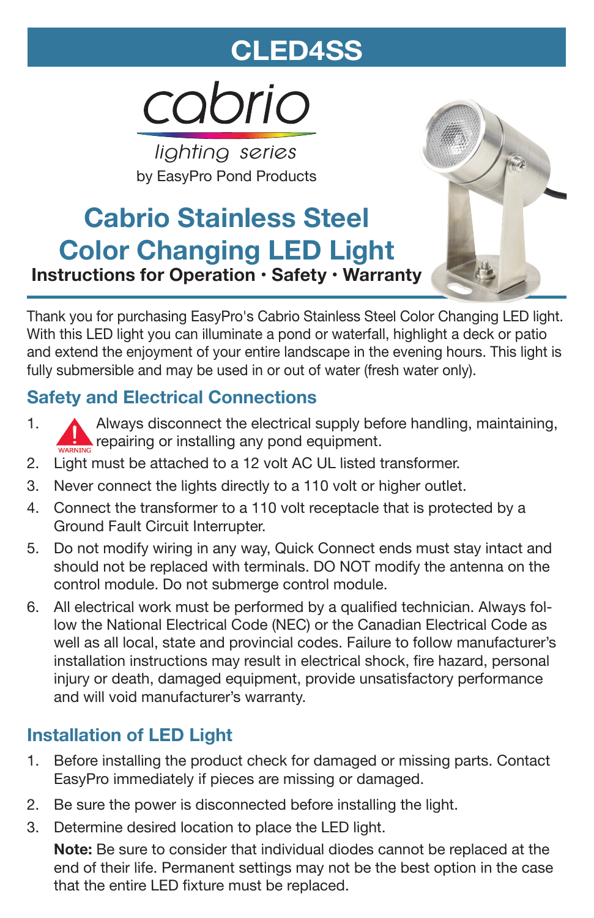# CLED4SS

cabrio

*lighting series*

by EasyPro Pond Products

## Cabrio Stainless Steel Color Changing LED Light

**Instructions for Operation · Safety · Warranty**

Thank you for purchasing EasyPro's Cabrio Stainless Steel Color Changing LED light. With this LED light you can illuminate a pond or waterfall, highlight a deck or patio and extend the enjoyment of your entire landscape in the evening hours. This light is fully submersible and may be used in or out of water (fresh water only).

### Safety and Electrical Connections

1. WARNING Always disconnect the electrical supply before handling, maintaining, repairing or installing any pond equipment.
2. Light must be attached to a 12 volt AC UL listed transformer.
3. Never connect the lights directly to a 110 volt or higher outlet.
4. Connect the transformer to a 110 volt receptacle that is protected by a Ground Fault Circuit Interrupter.
5. Do not modify wiring in any way, Quick Connect ends must stay intact and should not be replaced with terminals. DO NOT modify the antenna on the control module. Do not submerge control module.
6. All electrical work must be performed by a qualified technician. Always follow the National Electrical Code (NEC) or the Canadian Electrical Code as well as all local, state and provincial codes. Failure to follow manufacturer's installation instructions may result in electrical shock, fire hazard, personal injury or death, damaged equipment, provide unsatisfactory performance and will void manufacturer's warranty.

### Installation of LED Light

1. Before installing the product check for damaged or missing parts. Contact EasyPro immediately if pieces are missing or damaged.
2. Be sure the power is disconnected before installing the light.
3. Determine desired location to place the LED light.

   **Note:** Be sure to consider that individual diodes cannot be replaced at the end of their life. Permanent settings may not be the best option in the case that the entire LED fixture must be replaced.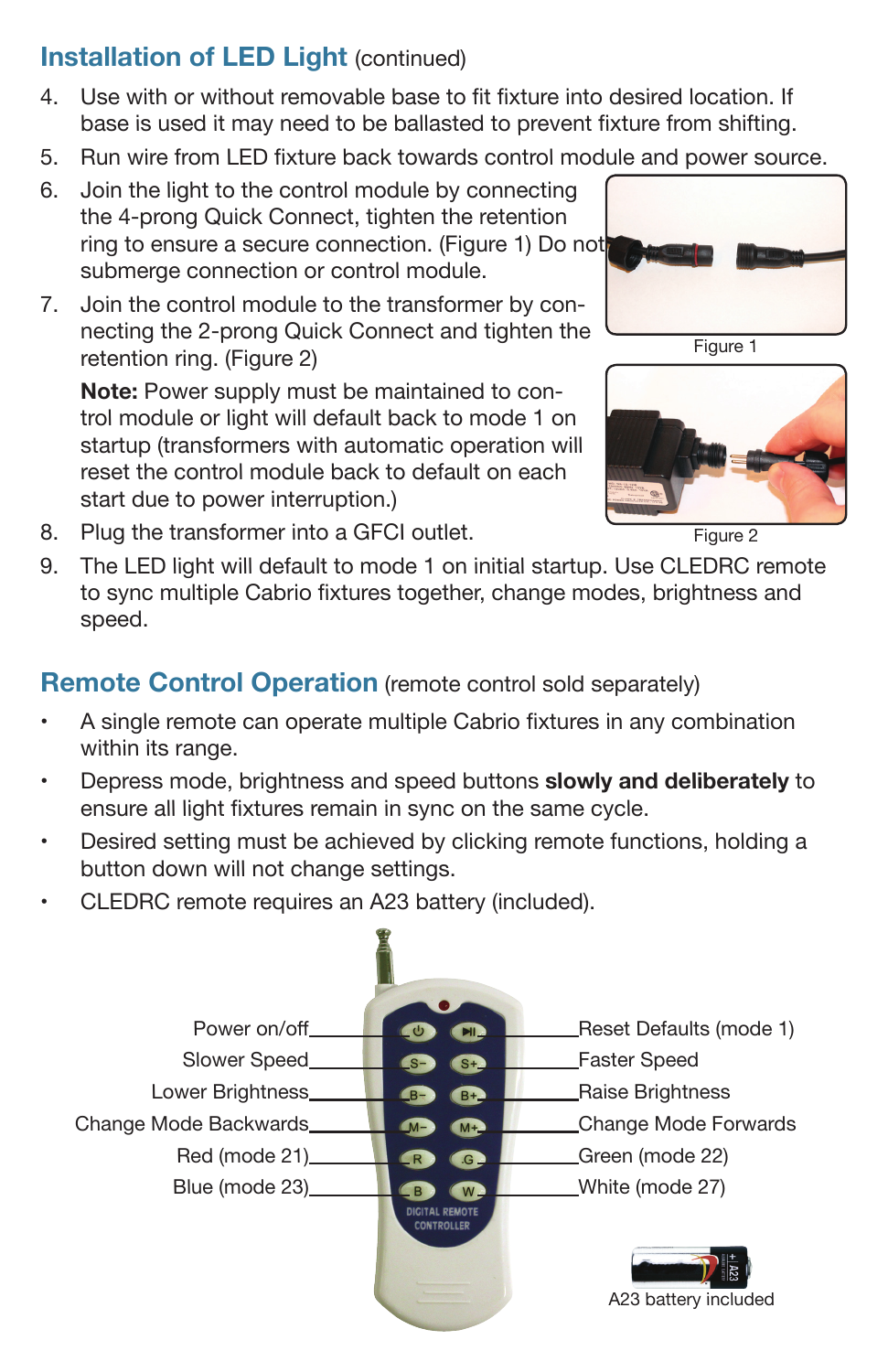## Installation of LED Light (continued)

4. Use with or without removable base to fit fixture into desired location. If base is used it may need to be ballasted to prevent fixture from shifting.
5. Run wire from LED fixture back towards control module and power source.
6. Join the light to the control module by connecting the 4-prong Quick Connect, tighten the retention ring to ensure a secure connection. (Figure 1) Do not submerge connection or control module.
7. Join the control module to the transformer by connecting the 2-prong Quick Connect and tighten the retention ring. (Figure 2)

   **Note:** Power supply must be maintained to control module or light will default back to mode 1 on startup (transformers with automatic operation will reset the control module back to default on each start due to power interruption.)
8. Plug the transformer into a GFCI outlet.
9. The LED light will default to mode 1 on initial startup. Use CLEDRC remote to sync multiple Cabrio fixtures together, change modes, brightness and speed.

Figure 1

Figure 2

## Remote Control Operation (remote control sold separately)

- A single remote can operate multiple Cabrio fixtures in any combination within its range.
- Depress mode, brightness and speed buttons **slowly and deliberately** to ensure all light fixtures remain in sync on the same cycle.
- Desired setting must be achieved by clicking remote functions, holding a button down will not change settings.
- CLEDRC remote requires an A23 battery (included).

| Left button | Right button |
| --- | --- |
| Power on/off | Reset Defaults (mode 1) |
| Slower Speed | Faster Speed |
| Lower Brightness | Raise Brightness |
| Change Mode Backwards | Change Mode Forwards |
| Red (mode 21) | Green (mode 22) |
| Blue (mode 23) | White (mode 27) |

A23 battery included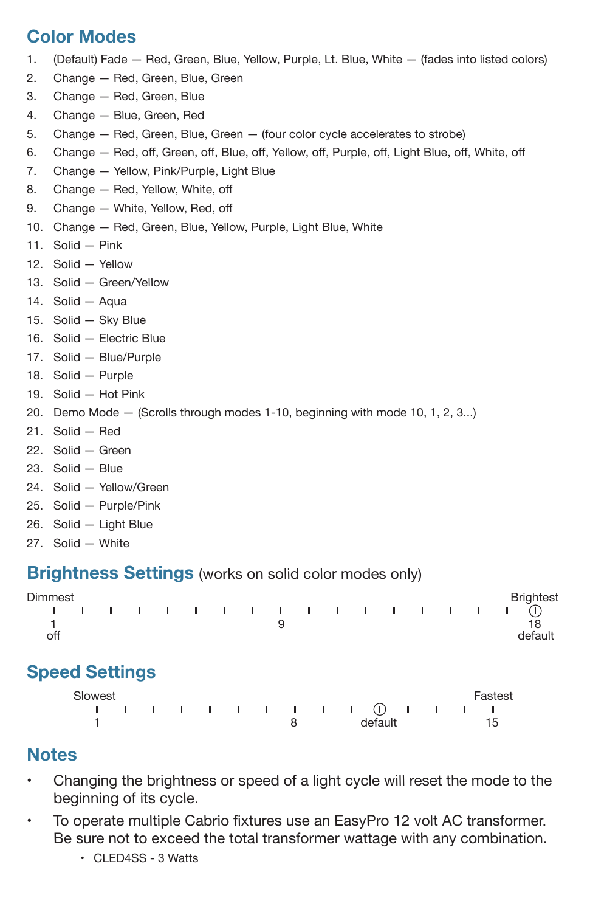## Color Modes

1. (Default) Fade — Red, Green, Blue, Yellow, Purple, Lt. Blue, White — (fades into listed colors)
2. Change — Red, Green, Blue, Green
3. Change — Red, Green, Blue
4. Change — Blue, Green, Red
5. Change — Red, Green, Blue, Green — (four color cycle accelerates to strobe)
6. Change — Red, off, Green, off, Blue, off, Yellow, off, Purple, off, Light Blue, off, White, off
7. Change — Yellow, Pink/Purple, Light Blue
8. Change — Red, Yellow, White, off
9. Change — White, Yellow, Red, off
10. Change — Red, Green, Blue, Yellow, Purple, Light Blue, White
11. Solid — Pink
12. Solid — Yellow
13. Solid — Green/Yellow
14. Solid — Aqua
15. Solid — Sky Blue
16. Solid — Electric Blue
17. Solid — Blue/Purple
18. Solid — Purple
19. Solid — Hot Pink
20. Demo Mode — (Scrolls through modes 1-10, beginning with mode 10, 1, 2, 3...)
21. Solid — Red
22. Solid — Green
23. Solid — Blue
24. Solid — Yellow/Green
25. Solid — Purple/Pink
26. Solid — Light Blue
27. Solid — White

## Brightness Settings (works on solid color modes only)

Dimmest — Brightest

1 (off) · · · · · · · 9 · · · · · · · · 18 (default)

## Speed Settings

Slowest — Fastest

1 · · · · · · 8 · · default · · · 15

## Notes

- Changing the brightness or speed of a light cycle will reset the mode to the beginning of its cycle.
- To operate multiple Cabrio fixtures use an EasyPro 12 volt AC transformer. Be sure not to exceed the total transformer wattage with any combination.
  - CLED4SS - 3 Watts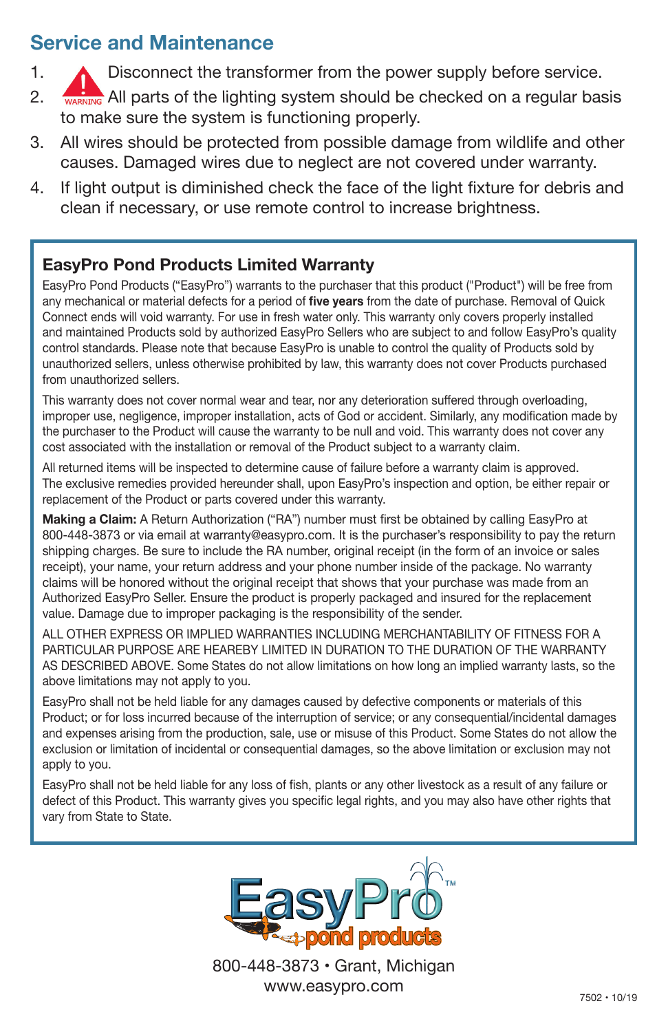## Service and Maintenance

1. WARNING Disconnect the transformer from the power supply before service.
2. All parts of the lighting system should be checked on a regular basis to make sure the system is functioning properly.
3. All wires should be protected from possible damage from wildlife and other causes. Damaged wires due to neglect are not covered under warranty.
4. If light output is diminished check the face of the light fixture for debris and clean if necessary, or use remote control to increase brightness.

### EasyPro Pond Products Limited Warranty

EasyPro Pond Products ("EasyPro") warrants to the purchaser that this product ("Product") will be free from any mechanical or material defects for a period of **five years** from the date of purchase. Removal of Quick Connect ends will void warranty. For use in fresh water only. This warranty only covers properly installed and maintained Products sold by authorized EasyPro Sellers who are subject to and follow EasyPro's quality control standards. Please note that because EasyPro is unable to control the quality of Products sold by unauthorized sellers, unless otherwise prohibited by law, this warranty does not cover Products purchased from unauthorized sellers.

This warranty does not cover normal wear and tear, nor any deterioration suffered through overloading, improper use, negligence, improper installation, acts of God or accident. Similarly, any modification made by the purchaser to the Product will cause the warranty to be null and void. This warranty does not cover any cost associated with the installation or removal of the Product subject to a warranty claim.

All returned items will be inspected to determine cause of failure before a warranty claim is approved. The exclusive remedies provided hereunder shall, upon EasyPro's inspection and option, be either repair or replacement of the Product or parts covered under this warranty.

**Making a Claim:** A Return Authorization ("RA") number must first be obtained by calling EasyPro at 800-448-3873 or via email at warranty@easypro.com. It is the purchaser's responsibility to pay the return shipping charges. Be sure to include the RA number, original receipt (in the form of an invoice or sales receipt), your name, your return address and your phone number inside of the package. No warranty claims will be honored without the original receipt that shows that your purchase was made from an Authorized EasyPro Seller. Ensure the product is properly packaged and insured for the replacement value. Damage due to improper packaging is the responsibility of the sender.

ALL OTHER EXPRESS OR IMPLIED WARRANTIES INCLUDING MERCHANTABILITY OF FITNESS FOR A PARTICULAR PURPOSE ARE HEAREBY LIMITED IN DURATION TO THE DURATION OF THE WARRANTY AS DESCRIBED ABOVE. Some States do not allow limitations on how long an implied warranty lasts, so the above limitations may not apply to you.

EasyPro shall not be held liable for any damages caused by defective components or materials of this Product; or for loss incurred because of the interruption of service; or any consequential/incidental damages and expenses arising from the production, sale, use or misuse of this Product. Some States do not allow the exclusion or limitation of incidental or consequential damages, so the above limitation or exclusion may not apply to you.

EasyPro shall not be held liable for any loss of fish, plants or any other livestock as a result of any failure or defect of this Product. This warranty gives you specific legal rights, and you may also have other rights that vary from State to State.

EasyPro™ pond products

800-448-3873 • Grant, Michigan
www.easypro.com

7502 • 10/19